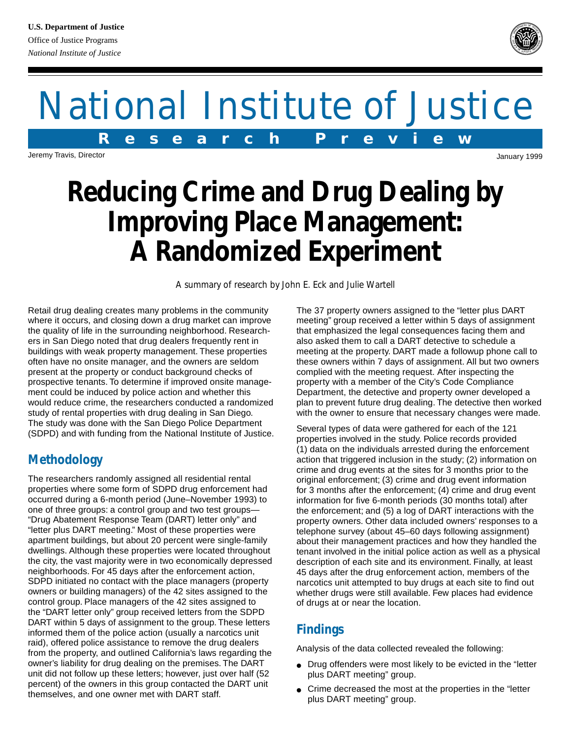U.S. Department of Justice
Office of Justice Programs
*National Institute of Justice*

# National Institute of Justice

**Research Preview**

Jeremy Travis, Director

January 1999

# Reducing Crime and Drug Dealing by Improving Place Management: A Randomized Experiment

*A summary of research by John E. Eck and Julie Wartell*

Retail drug dealing creates many problems in the community where it occurs, and closing down a drug market can improve the quality of life in the surrounding neighborhood. Researchers in San Diego noted that drug dealers frequently rent in buildings with weak property management. These properties often have no onsite manager, and the owners are seldom present at the property or conduct background checks of prospective tenants. To determine if improved onsite management could be induced by police action and whether this would reduce crime, the researchers conducted a randomized study of rental properties with drug dealing in San Diego. The study was done with the San Diego Police Department (SDPD) and with funding from the National Institute of Justice.

## Methodology

The researchers randomly assigned all residential rental properties where some form of SDPD drug enforcement had occurred during a 6-month period (June–November 1993) to one of three groups: a control group and two test groups—"Drug Abatement Response Team (DART) letter only" and "letter plus DART meeting." Most of these properties were apartment buildings, but about 20 percent were single-family dwellings. Although these properties were located throughout the city, the vast majority were in two economically depressed neighborhoods. For 45 days after the enforcement action, SDPD initiated no contact with the place managers (property owners or building managers) of the 42 sites assigned to the control group. Place managers of the 42 sites assigned to the "DART letter only" group received letters from the SDPD DART within 5 days of assignment to the group. These letters informed them of the police action (usually a narcotics unit raid), offered police assistance to remove the drug dealers from the property, and outlined California's laws regarding the owner's liability for drug dealing on the premises. The DART unit did not follow up these letters; however, just over half (52 percent) of the owners in this group contacted the DART unit themselves, and one owner met with DART staff.

The 37 property owners assigned to the "letter plus DART meeting" group received a letter within 5 days of assignment that emphasized the legal consequences facing them and also asked them to call a DART detective to schedule a meeting at the property. DART made a followup phone call to these owners within 7 days of assignment. All but two owners complied with the meeting request. After inspecting the property with a member of the City's Code Compliance Department, the detective and property owner developed a plan to prevent future drug dealing. The detective then worked with the owner to ensure that necessary changes were made.

Several types of data were gathered for each of the 121 properties involved in the study. Police records provided (1) data on the individuals arrested during the enforcement action that triggered inclusion in the study; (2) information on crime and drug events at the sites for 3 months prior to the original enforcement; (3) crime and drug event information for 3 months after the enforcement; (4) crime and drug event information for five 6-month periods (30 months total) after the enforcement; and (5) a log of DART interactions with the property owners. Other data included owners' responses to a telephone survey (about 45–60 days following assignment) about their management practices and how they handled the tenant involved in the initial police action as well as a physical description of each site and its environment. Finally, at least 45 days after the drug enforcement action, members of the narcotics unit attempted to buy drugs at each site to find out whether drugs were still available. Few places had evidence of drugs at or near the location.

## Findings

Analysis of the data collected revealed the following:

- Drug offenders were most likely to be evicted in the "letter plus DART meeting" group.
- Crime decreased the most at the properties in the "letter plus DART meeting" group.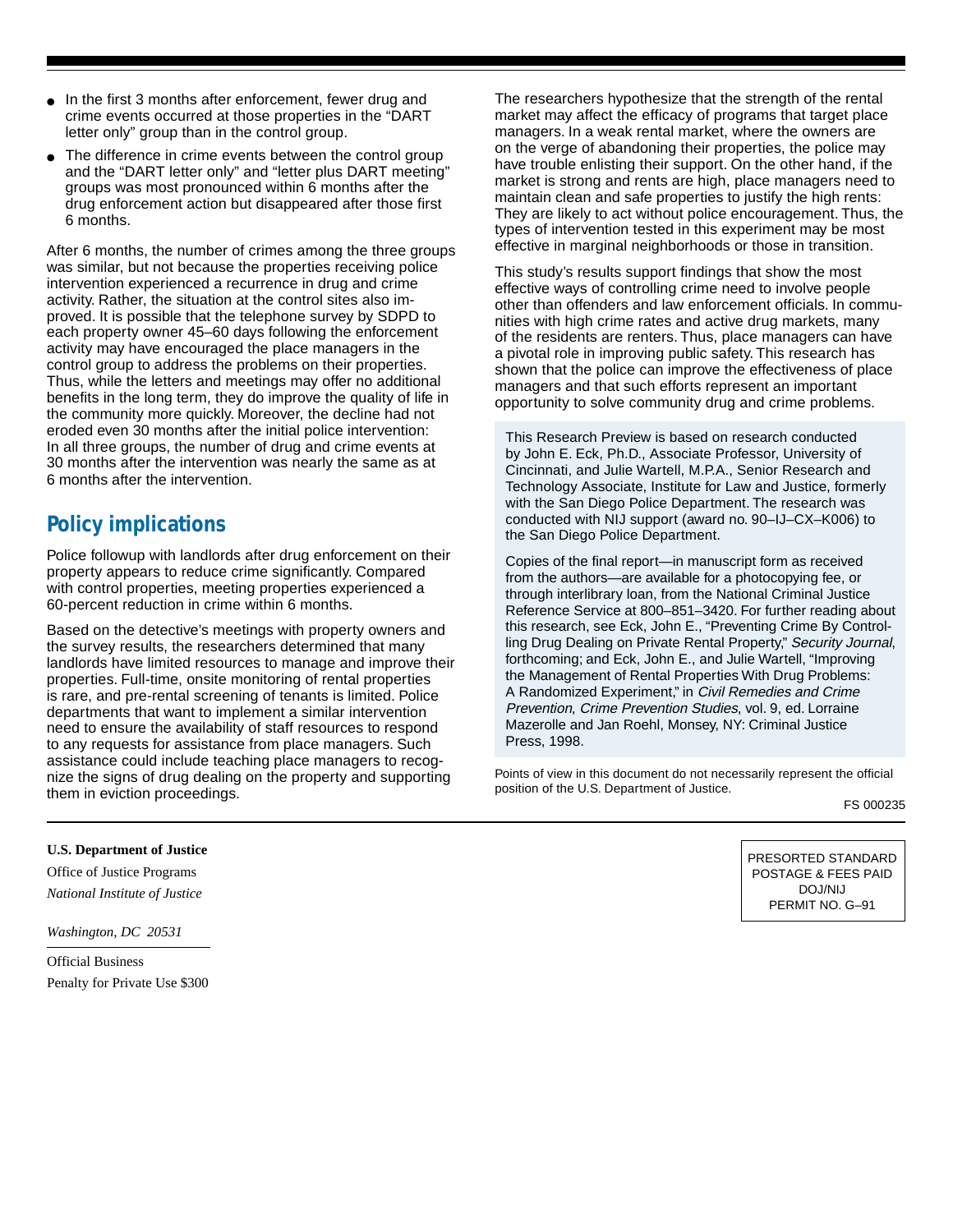- In the first 3 months after enforcement, fewer drug and crime events occurred at those properties in the "DART letter only" group than in the control group.
- The difference in crime events between the control group and the "DART letter only" and "letter plus DART meeting" groups was most pronounced within 6 months after the drug enforcement action but disappeared after those first 6 months.

After 6 months, the number of crimes among the three groups was similar, but not because the properties receiving police intervention experienced a recurrence in drug and crime activity. Rather, the situation at the control sites also improved. It is possible that the telephone survey by SDPD to each property owner 45–60 days following the enforcement activity may have encouraged the place managers in the control group to address the problems on their properties. Thus, while the letters and meetings may offer no additional benefits in the long term, they do improve the quality of life in the community more quickly. Moreover, the decline had not eroded even 30 months after the initial police intervention: In all three groups, the number of drug and crime events at 30 months after the intervention was nearly the same as at 6 months after the intervention.

## Policy implications

Police followup with landlords after drug enforcement on their property appears to reduce crime significantly. Compared with control properties, meeting properties experienced a 60-percent reduction in crime within 6 months.

Based on the detective's meetings with property owners and the survey results, the researchers determined that many landlords have limited resources to manage and improve their properties. Full-time, onsite monitoring of rental properties is rare, and pre-rental screening of tenants is limited. Police departments that want to implement a similar intervention need to ensure the availability of staff resources to respond to any requests for assistance from place managers. Such assistance could include teaching place managers to recognize the signs of drug dealing on the property and supporting them in eviction proceedings.

The researchers hypothesize that the strength of the rental market may affect the efficacy of programs that target place managers. In a weak rental market, where the owners are on the verge of abandoning their properties, the police may have trouble enlisting their support. On the other hand, if the market is strong and rents are high, place managers need to maintain clean and safe properties to justify the high rents: They are likely to act without police encouragement. Thus, the types of intervention tested in this experiment may be most effective in marginal neighborhoods or those in transition.

This study's results support findings that show the most effective ways of controlling crime need to involve people other than offenders and law enforcement officials. In communities with high crime rates and active drug markets, many of the residents are renters. Thus, place managers can have a pivotal role in improving public safety. This research has shown that the police can improve the effectiveness of place managers and that such efforts represent an important opportunity to solve community drug and crime problems.

This Research Preview is based on research conducted by John E. Eck, Ph.D., Associate Professor, University of Cincinnati, and Julie Wartell, M.P.A., Senior Research and Technology Associate, Institute for Law and Justice, formerly with the San Diego Police Department. The research was conducted with NIJ support (award no. 90–IJ–CX–K006) to the San Diego Police Department.

Copies of the final report—in manuscript form as received from the authors—are available for a photocopying fee, or through interlibrary loan, from the National Criminal Justice Reference Service at 800–851–3420. For further reading about this research, see Eck, John E., "Preventing Crime By Controlling Drug Dealing on Private Rental Property," *Security Journal*, forthcoming; and Eck, John E., and Julie Wartell, "Improving the Management of Rental Properties With Drug Problems: A Randomized Experiment," in *Civil Remedies and Crime Prevention*, *Crime Prevention Studies*, vol. 9, ed. Lorraine Mazerolle and Jan Roehl, Monsey, NY: Criminal Justice Press, 1998.

Points of view in this document do not necessarily represent the official position of the U.S. Department of Justice.

FS 000235

**U.S. Department of Justice**

Office of Justice Programs

*National Institute of Justice*

*Washington, DC 20531*

Official Business

Penalty for Private Use $300

PRESORTED STANDARD
POSTAGE & FEES PAID
DOJ/NIJ
PERMIT NO. G–91